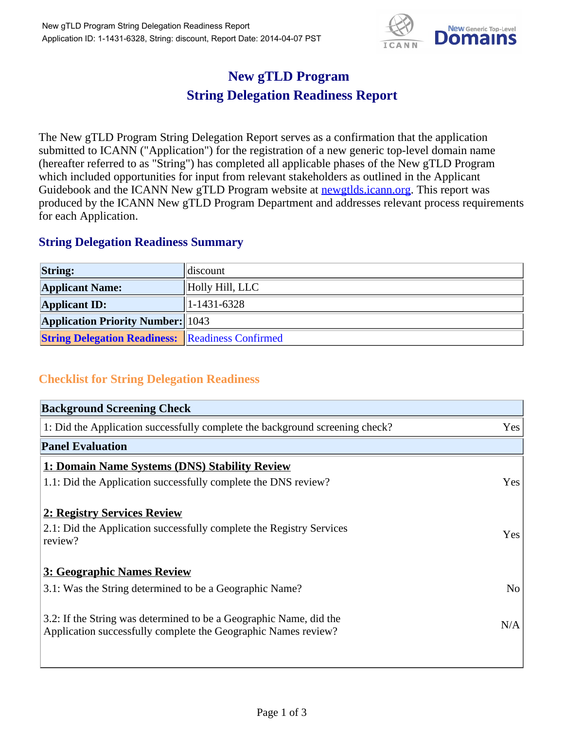# New gTLD Program
# String Delegation Readiness Report

The New gTLD Program String Delegation Report serves as a confirmation that the application submitted to ICANN ("Application") for the registration of a new generic top-level domain name (hereafter referred to as "String") has completed all applicable phases of the New gTLD Program which included opportunities for input from relevant stakeholders as outlined in the Applicant Guidebook and the ICANN New gTLD Program website at newgtlds.icann.org. This report was produced by the ICANN New gTLD Program Department and addresses relevant process requirements for each Application.

## String Delegation Readiness Summary

| | |
|---|---|
| **String:** | discount |
| **Applicant Name:** | Holly Hill, LLC |
| **Applicant ID:** | 1-1431-6328 |
| **Application Priority Number:** | 1043 |
| **String Delegation Readiness:** | Readiness Confirmed |

## Checklist for String Delegation Readiness

| **Background Screening Check** | |
|---|---|
| 1: Did the Application successfully complete the background screening check? | Yes |
| **Panel Evaluation** | |
| **1: Domain Name Systems (DNS) Stability Review** | |
| 1.1: Did the Application successfully complete the DNS review? | Yes |
| **2: Registry Services Review** | |
| 2.1: Did the Application successfully complete the Registry Services review? | Yes |
| **3: Geographic Names Review** | |
| 3.1: Was the String determined to be a Geographic Name? | No |
| 3.2: If the String was determined to be a Geographic Name, did the Application successfully complete the Geographic Names review? | N/A |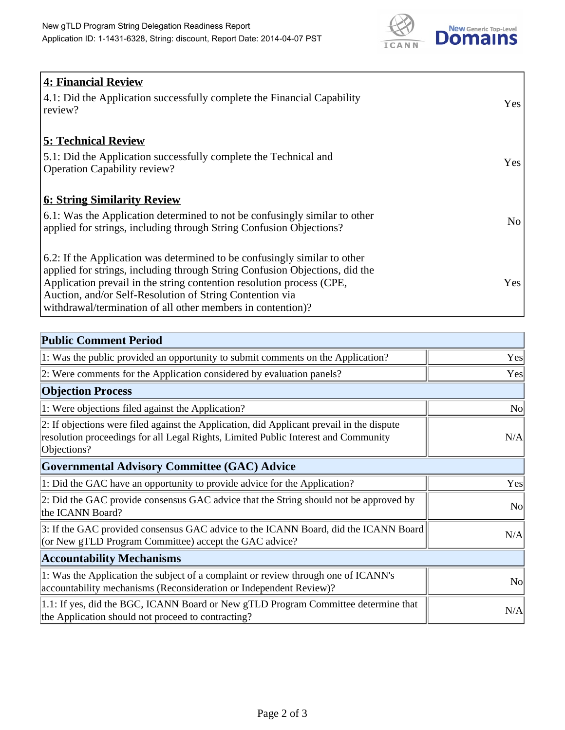| **4: Financial Review** | |
|---|---|
| 4.1: Did the Application successfully complete the Financial Capability review? | Yes |
| **5: Technical Review** | |
| 5.1: Did the Application successfully complete the Technical and Operation Capability review? | Yes |
| **6: String Similarity Review** | |
| 6.1: Was the Application determined to not be confusingly similar to other applied for strings, including through String Confusion Objections? | No |
| 6.2: If the Application was determined to be confusingly similar to other applied for strings, including through String Confusion Objections, did the Application prevail in the string contention resolution process (CPE, Auction, and/or Self-Resolution of String Contention via withdrawal/termination of all other members in contention)? | Yes |

| **Public Comment Period** | |
|---|---|
| 1: Was the public provided an opportunity to submit comments on the Application? | Yes |
| 2: Were comments for the Application considered by evaluation panels? | Yes |
| **Objection Process** | |
| 1: Were objections filed against the Application? | No |
| 2: If objections were filed against the Application, did Applicant prevail in the dispute resolution proceedings for all Legal Rights, Limited Public Interest and Community Objections? | N/A |
| **Governmental Advisory Committee (GAC) Advice** | |
| 1: Did the GAC have an opportunity to provide advice for the Application? | Yes |
| 2: Did the GAC provide consensus GAC advice that the String should not be approved by the ICANN Board? | No |
| 3: If the GAC provided consensus GAC advice to the ICANN Board, did the ICANN Board (or New gTLD Program Committee) accept the GAC advice? | N/A |
| **Accountability Mechanisms** | |
| 1: Was the Application the subject of a complaint or review through one of ICANN's accountability mechanisms (Reconsideration or Independent Review)? | No |
| 1.1: If yes, did the BGC, ICANN Board or New gTLD Program Committee determine that the Application should not proceed to contracting? | N/A |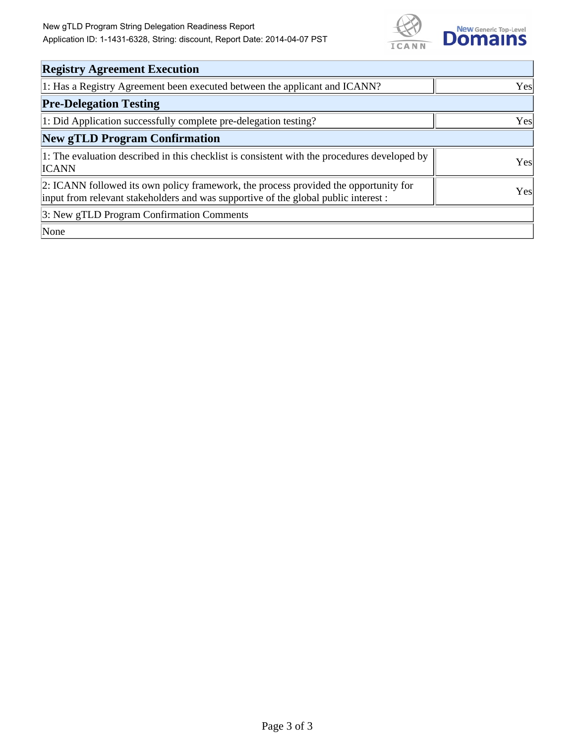## Registry Agreement Execution

| | |
|---|---|
| 1: Has a Registry Agreement been executed between the applicant and ICANN? | Yes |

## Pre-Delegation Testing

| | |
|---|---|
| 1: Did Application successfully complete pre-delegation testing? | Yes |

## New gTLD Program Confirmation

| | |
|---|---|
| 1: The evaluation described in this checklist is consistent with the procedures developed by ICANN | Yes |
| 2: ICANN followed its own policy framework, the process provided the opportunity for input from relevant stakeholders and was supportive of the global public interest : | Yes |

3: New gTLD Program Confirmation Comments

None